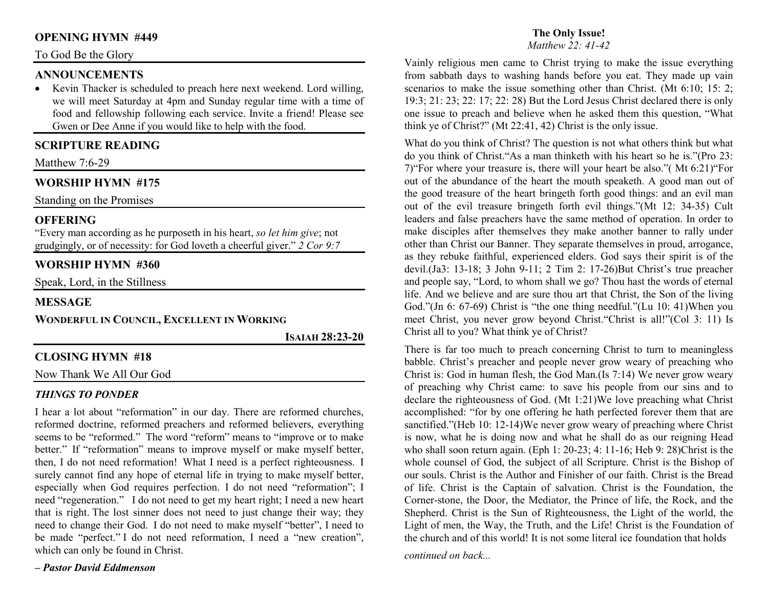## OPENING HYMN #449

To God Be the Glory

## ANNOUNCEMENTS

- Kevin Thacker is scheduled to preach here next weekend. Lord willing, we will meet Saturday at 4pm and Sunday regular time with a time of food and fellowship following each service. Invite a friend! Please see Gwen or Dee Anne if you would like to help with the food.

## SCRIPTURE READING

Matthew 7:6-29

## WORSHIP HYMN #175

Standing on the Promises

## OFFERING

"Every man according as he purposeth in his heart, *so let him give*; not grudgingly, or of necessity: for God loveth a cheerful giver." *2 Cor 9:7*

## WORSHIP HYMN #360

Speak, Lord, in the Stillness

## MESSAGE

**WONDERFUL IN COUNCIL, EXCELLENT IN WORKING**

**ISAIAH 28:23-20**

## CLOSING HYMN #18

Now Thank We All Our God

### *THINGS TO PONDER*

I hear a lot about "reformation" in our day. There are reformed churches, reformed doctrine, reformed preachers and reformed believers, everything seems to be "reformed." The word "reform" means to "improve or to make better." If "reformation" means to improve myself or make myself better, then, I do not need reformation! What I need is a perfect righteousness. I surely cannot find any hope of eternal life in trying to make myself better, especially when God requires perfection. I do not need "reformation"; I need "regeneration." I do not need to get my heart right; I need a new heart that is right. The lost sinner does not need to just change their way; they need to change their God. I do not need to make myself "better", I need to be made "perfect." I do not need reformation, I need a "new creation", which can only be found in Christ.

***– Pastor David Eddmenson***

## The Only Issue!

*Matthew 22: 41-42*

Vainly religious men came to Christ trying to make the issue everything from sabbath days to washing hands before you eat. They made up vain scenarios to make the issue something other than Christ. (Mt 6:10; 15: 2; 19:3; 21: 23; 22: 17; 22: 28) But the Lord Jesus Christ declared there is only one issue to preach and believe when he asked them this question, "What think ye of Christ?" (Mt 22:41, 42) Christ is the only issue.

What do you think of Christ? The question is not what others think but what do you think of Christ."As a man thinketh with his heart so he is."(Pro 23: 7)"For where your treasure is, there will your heart be also."( Mt 6:21)"For out of the abundance of the heart the mouth speaketh. A good man out of the good treasure of the heart bringeth forth good things: and an evil man out of the evil treasure bringeth forth evil things."(Mt 12: 34-35) Cult leaders and false preachers have the same method of operation. In order to make disciples after themselves they make another banner to rally under other than Christ our Banner. They separate themselves in proud, arrogance, as they rebuke faithful, experienced elders. God says their spirit is of the devil.(Ja3: 13-18; 3 John 9-11; 2 Tim 2: 17-26)But Christ's true preacher and people say, "Lord, to whom shall we go? Thou hast the words of eternal life. And we believe and are sure thou art that Christ, the Son of the living God."(Jn 6: 67-69) Christ is "the one thing needful."(Lu 10: 41)When you meet Christ, you never grow beyond Christ."Christ is all!"(Col 3: 11) Is Christ all to you? What think ye of Christ?

There is far too much to preach concerning Christ to turn to meaningless babble. Christ's preacher and people never grow weary of preaching who Christ is: God in human flesh, the God Man.(Is 7:14) We never grow weary of preaching why Christ came: to save his people from our sins and to declare the righteousness of God. (Mt 1:21)We love preaching what Christ accomplished: "for by one offering he hath perfected forever them that are sanctified."(Heb 10: 12-14)We never grow weary of preaching where Christ is now, what he is doing now and what he shall do as our reigning Head who shall soon return again. (Eph 1: 20-23; 4: 11-16; Heb 9: 28)Christ is the whole counsel of God, the subject of all Scripture. Christ is the Bishop of our souls. Christ is the Author and Finisher of our faith. Christ is the Bread of life. Christ is the Captain of salvation. Christ is the Foundation, the Corner-stone, the Door, the Mediator, the Prince of life, the Rock, and the Shepherd. Christ is the Sun of Righteousness, the Light of the world, the Light of men, the Way, the Truth, and the Life! Christ is the Foundation of the church and of this world! It is not some literal ice foundation that holds

*continued on back...*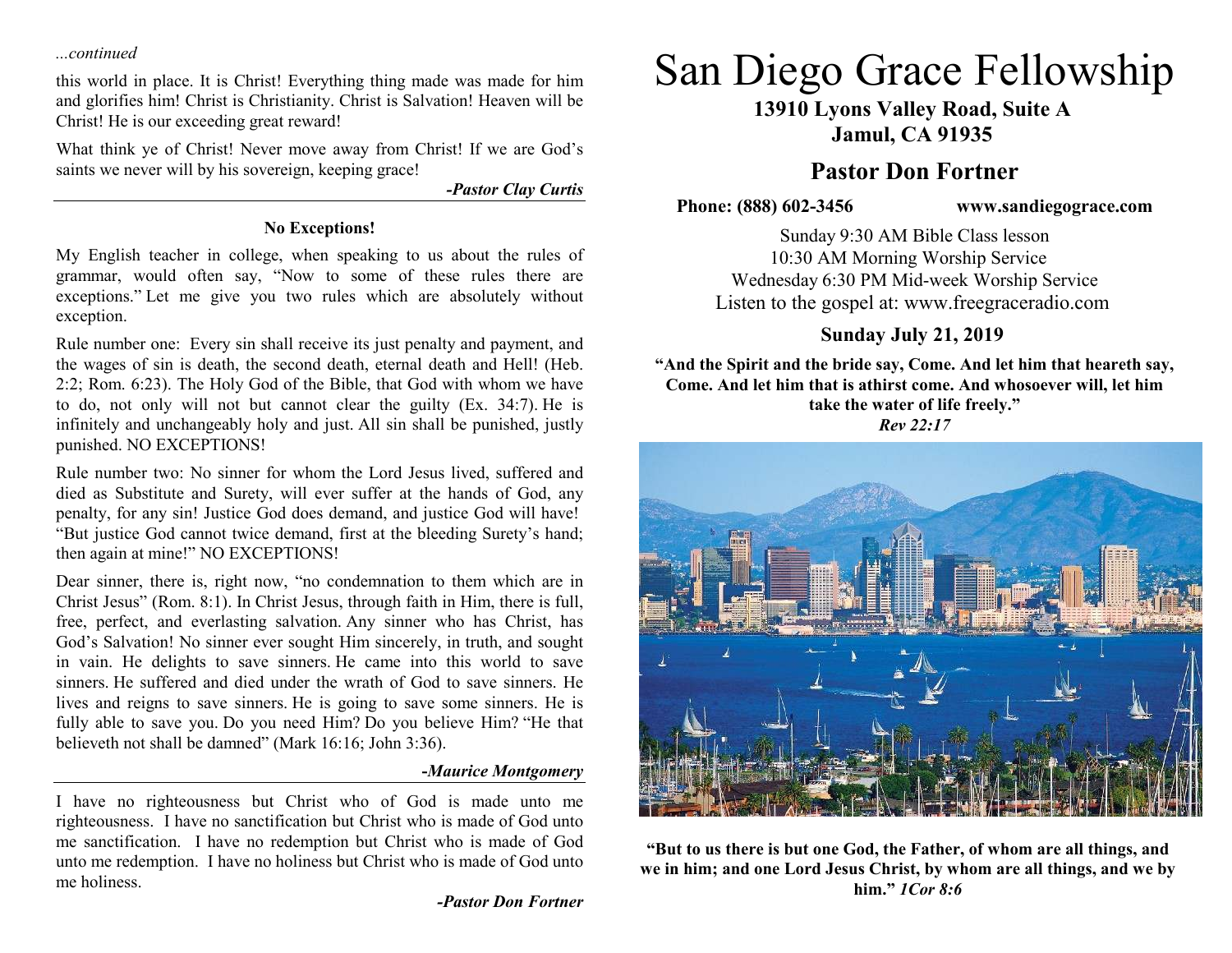*...continued*

this world in place. It is Christ! Everything thing made was made for him and glorifies him! Christ is Christianity. Christ is Salvation! Heaven will be Christ! He is our exceeding great reward!

What think ye of Christ! Never move away from Christ! If we are God's saints we never will by his sovereign, keeping grace!

***-Pastor Clay Curtis***

---

**No Exceptions!**

My English teacher in college, when speaking to us about the rules of grammar, would often say, "Now to some of these rules there are exceptions." Let me give you two rules which are absolutely without exception.

Rule number one: Every sin shall receive its just penalty and payment, and the wages of sin is death, the second death, eternal death and Hell! (Heb. 2:2; Rom. 6:23). The Holy God of the Bible, that God with whom we have to do, not only will not but cannot clear the guilty (Ex. 34:7). He is infinitely and unchangeably holy and just. All sin shall be punished, justly punished. NO EXCEPTIONS!

Rule number two: No sinner for whom the Lord Jesus lived, suffered and died as Substitute and Surety, will ever suffer at the hands of God, any penalty, for any sin! Justice God does demand, and justice God will have! "But justice God cannot twice demand, first at the bleeding Surety's hand; then again at mine!" NO EXCEPTIONS!

Dear sinner, there is, right now, "no condemnation to them which are in Christ Jesus" (Rom. 8:1). In Christ Jesus, through faith in Him, there is full, free, perfect, and everlasting salvation. Any sinner who has Christ, has God's Salvation! No sinner ever sought Him sincerely, in truth, and sought in vain. He delights to save sinners. He came into this world to save sinners. He suffered and died under the wrath of God to save sinners. He lives and reigns to save sinners. He is going to save some sinners. He is fully able to save you. Do you need Him? Do you believe Him? "He that believeth not shall be damned" (Mark 16:16; John 3:36).

***-Maurice Montgomery***

---

I have no righteousness but Christ who of God is made unto me righteousness. I have no sanctification but Christ who is made of God unto me sanctification. I have no redemption but Christ who is made of God unto me redemption. I have no holiness but Christ who is made of God unto me holiness.

***-Pastor Don Fortner***

# San Diego Grace Fellowship

**13910 Lyons Valley Road, Suite A**
**Jamul, CA 91935**

## Pastor Don Fortner

**Phone: (888) 602-3456** **www.sandiegograce.com**

Sunday 9:30 AM Bible Class lesson
10:30 AM Morning Worship Service
Wednesday 6:30 PM Mid-week Worship Service
Listen to the gospel at: www.freegraceradio.com

### Sunday July 21, 2019

**"And the Spirit and the bride say, Come. And let him that heareth say, Come. And let him that is athirst come. And whosoever will, let him take the water of life freely."**
***Rev 22:17***

**"But to us there is but one God, the Father, of whom are all things, and we in him; and one Lord Jesus Christ, by whom are all things, and we by him."** ***1Cor 8:6***